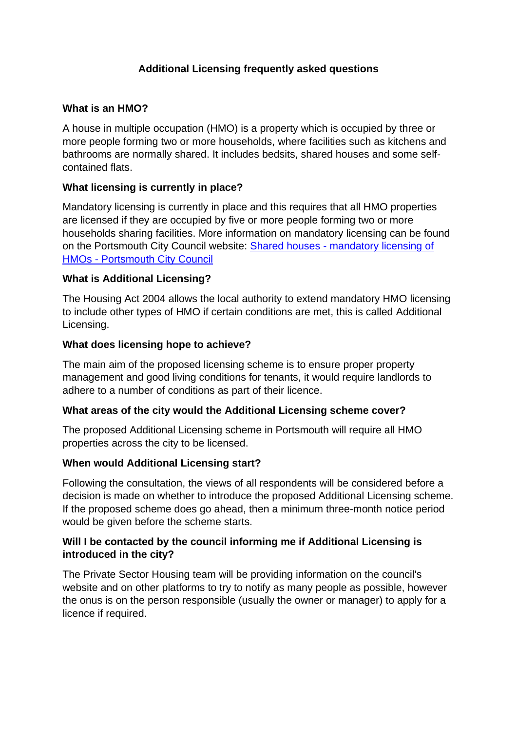# Additional Licensing frequently asked questions

## What is an HMO?

A house in multiple occupation (HMO) is a property which is occupied by three or more people forming two or more households, where facilities such as kitchens and bathrooms are normally shared. It includes bedsits, shared houses and some self-contained flats.

## What licensing is currently in place?

Mandatory licensing is currently in place and this requires that all HMO properties are licensed if they are occupied by five or more people forming two or more households sharing facilities. More information on mandatory licensing can be found on the Portsmouth City Council website: [Shared houses - mandatory licensing of HMOs - Portsmouth City Council]()

## What is Additional Licensing?

The Housing Act 2004 allows the local authority to extend mandatory HMO licensing to include other types of HMO if certain conditions are met, this is called Additional Licensing.

## What does licensing hope to achieve?

The main aim of the proposed licensing scheme is to ensure proper property management and good living conditions for tenants, it would require landlords to adhere to a number of conditions as part of their licence.

## What areas of the city would the Additional Licensing scheme cover?

The proposed Additional Licensing scheme in Portsmouth will require all HMO properties across the city to be licensed.

## When would Additional Licensing start?

Following the consultation, the views of all respondents will be considered before a decision is made on whether to introduce the proposed Additional Licensing scheme. If the proposed scheme does go ahead, then a minimum three-month notice period would be given before the scheme starts.

## Will I be contacted by the council informing me if Additional Licensing is introduced in the city?

The Private Sector Housing team will be providing information on the council's website and on other platforms to try to notify as many people as possible, however the onus is on the person responsible (usually the owner or manager) to apply for a licence if required.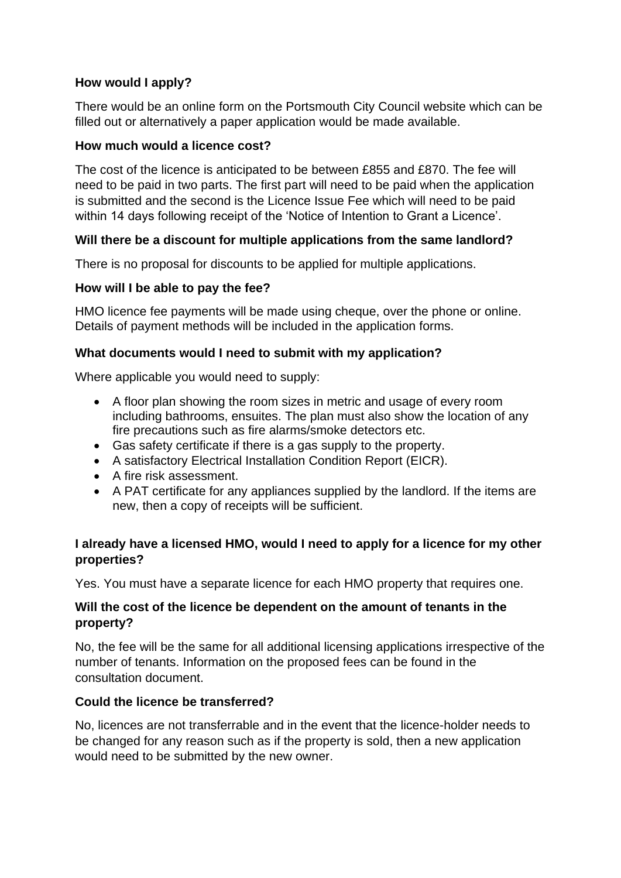**How would I apply?**

There would be an online form on the Portsmouth City Council website which can be filled out or alternatively a paper application would be made available.

**How much would a licence cost?**

The cost of the licence is anticipated to be between £855 and £870. The fee will need to be paid in two parts. The first part will need to be paid when the application is submitted and the second is the Licence Issue Fee which will need to be paid within 14 days following receipt of the 'Notice of Intention to Grant a Licence'.

**Will there be a discount for multiple applications from the same landlord?**

There is no proposal for discounts to be applied for multiple applications.

**How will I be able to pay the fee?**

HMO licence fee payments will be made using cheque, over the phone or online. Details of payment methods will be included in the application forms.

**What documents would I need to submit with my application?**

Where applicable you would need to supply:

- A floor plan showing the room sizes in metric and usage of every room including bathrooms, ensuites. The plan must also show the location of any fire precautions such as fire alarms/smoke detectors etc.
- Gas safety certificate if there is a gas supply to the property.
- A satisfactory Electrical Installation Condition Report (EICR).
- A fire risk assessment.
- A PAT certificate for any appliances supplied by the landlord. If the items are new, then a copy of receipts will be sufficient.

**I already have a licensed HMO, would I need to apply for a licence for my other properties?**

Yes. You must have a separate licence for each HMO property that requires one.

**Will the cost of the licence be dependent on the amount of tenants in the property?**

No, the fee will be the same for all additional licensing applications irrespective of the number of tenants. Information on the proposed fees can be found in the consultation document.

**Could the licence be transferred?**

No, licences are not transferrable and in the event that the licence-holder needs to be changed for any reason such as if the property is sold, then a new application would need to be submitted by the new owner.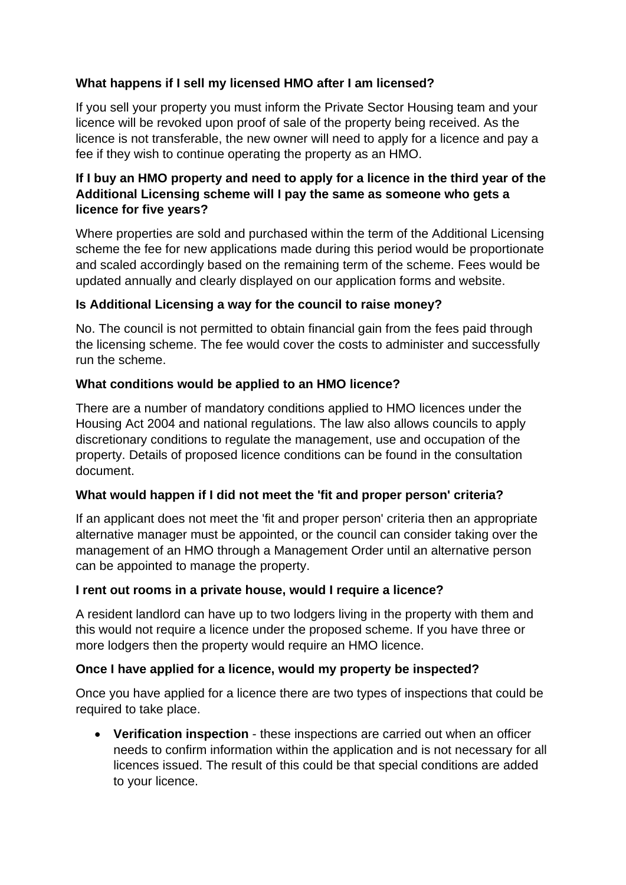**What happens if I sell my licensed HMO after I am licensed?**

If you sell your property you must inform the Private Sector Housing team and your licence will be revoked upon proof of sale of the property being received. As the licence is not transferable, the new owner will need to apply for a licence and pay a fee if they wish to continue operating the property as an HMO.

**If I buy an HMO property and need to apply for a licence in the third year of the Additional Licensing scheme will I pay the same as someone who gets a licence for five years?**

Where properties are sold and purchased within the term of the Additional Licensing scheme the fee for new applications made during this period would be proportionate and scaled accordingly based on the remaining term of the scheme. Fees would be updated annually and clearly displayed on our application forms and website.

**Is Additional Licensing a way for the council to raise money?**

No. The council is not permitted to obtain financial gain from the fees paid through the licensing scheme. The fee would cover the costs to administer and successfully run the scheme.

**What conditions would be applied to an HMO licence?**

There are a number of mandatory conditions applied to HMO licences under the Housing Act 2004 and national regulations. The law also allows councils to apply discretionary conditions to regulate the management, use and occupation of the property. Details of proposed licence conditions can be found in the consultation document.

**What would happen if I did not meet the 'fit and proper person' criteria?**

If an applicant does not meet the 'fit and proper person' criteria then an appropriate alternative manager must be appointed, or the council can consider taking over the management of an HMO through a Management Order until an alternative person can be appointed to manage the property.

**I rent out rooms in a private house, would I require a licence?**

A resident landlord can have up to two lodgers living in the property with them and this would not require a licence under the proposed scheme. If you have three or more lodgers then the property would require an HMO licence.

**Once I have applied for a licence, would my property be inspected?**

Once you have applied for a licence there are two types of inspections that could be required to take place.

- **Verification inspection** - these inspections are carried out when an officer needs to confirm information within the application and is not necessary for all licences issued. The result of this could be that special conditions are added to your licence.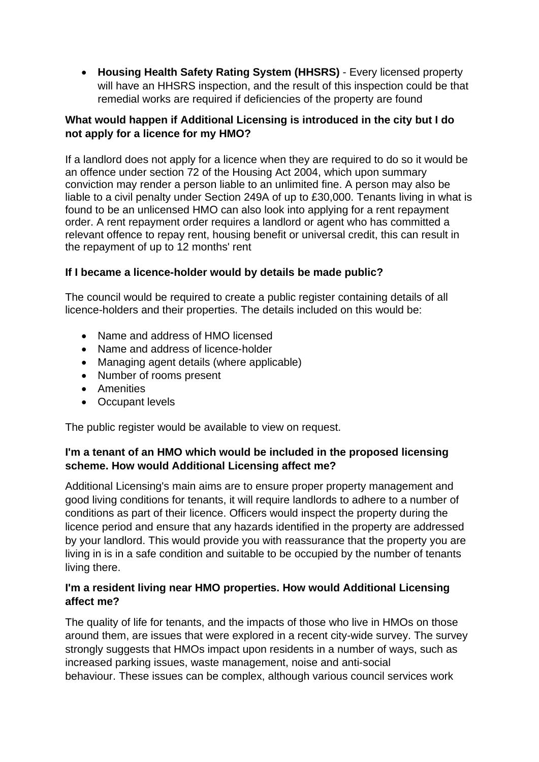- **Housing Health Safety Rating System (HHSRS)** - Every licensed property will have an HHSRS inspection, and the result of this inspection could be that remedial works are required if deficiencies of the property are found

**What would happen if Additional Licensing is introduced in the city but I do not apply for a licence for my HMO?**

If a landlord does not apply for a licence when they are required to do so it would be an offence under section 72 of the Housing Act 2004, which upon summary conviction may render a person liable to an unlimited fine. A person may also be liable to a civil penalty under Section 249A of up to £30,000. Tenants living in what is found to be an unlicensed HMO can also look into applying for a rent repayment order. A rent repayment order requires a landlord or agent who has committed a relevant offence to repay rent, housing benefit or universal credit, this can result in the repayment of up to 12 months' rent

**If I became a licence-holder would by details be made public?**

The council would be required to create a public register containing details of all licence-holders and their properties. The details included on this would be:

- Name and address of HMO licensed
- Name and address of licence-holder
- Managing agent details (where applicable)
- Number of rooms present
- Amenities
- Occupant levels

The public register would be available to view on request.

**I'm a tenant of an HMO which would be included in the proposed licensing scheme. How would Additional Licensing affect me?**

Additional Licensing's main aims are to ensure proper property management and good living conditions for tenants, it will require landlords to adhere to a number of conditions as part of their licence. Officers would inspect the property during the licence period and ensure that any hazards identified in the property are addressed by your landlord. This would provide you with reassurance that the property you are living in is in a safe condition and suitable to be occupied by the number of tenants living there.

**I'm a resident living near HMO properties. How would Additional Licensing affect me?**

The quality of life for tenants, and the impacts of those who live in HMOs on those around them, are issues that were explored in a recent city-wide survey. The survey strongly suggests that HMOs impact upon residents in a number of ways, such as increased parking issues, waste management, noise and anti-social behaviour. These issues can be complex, although various council services work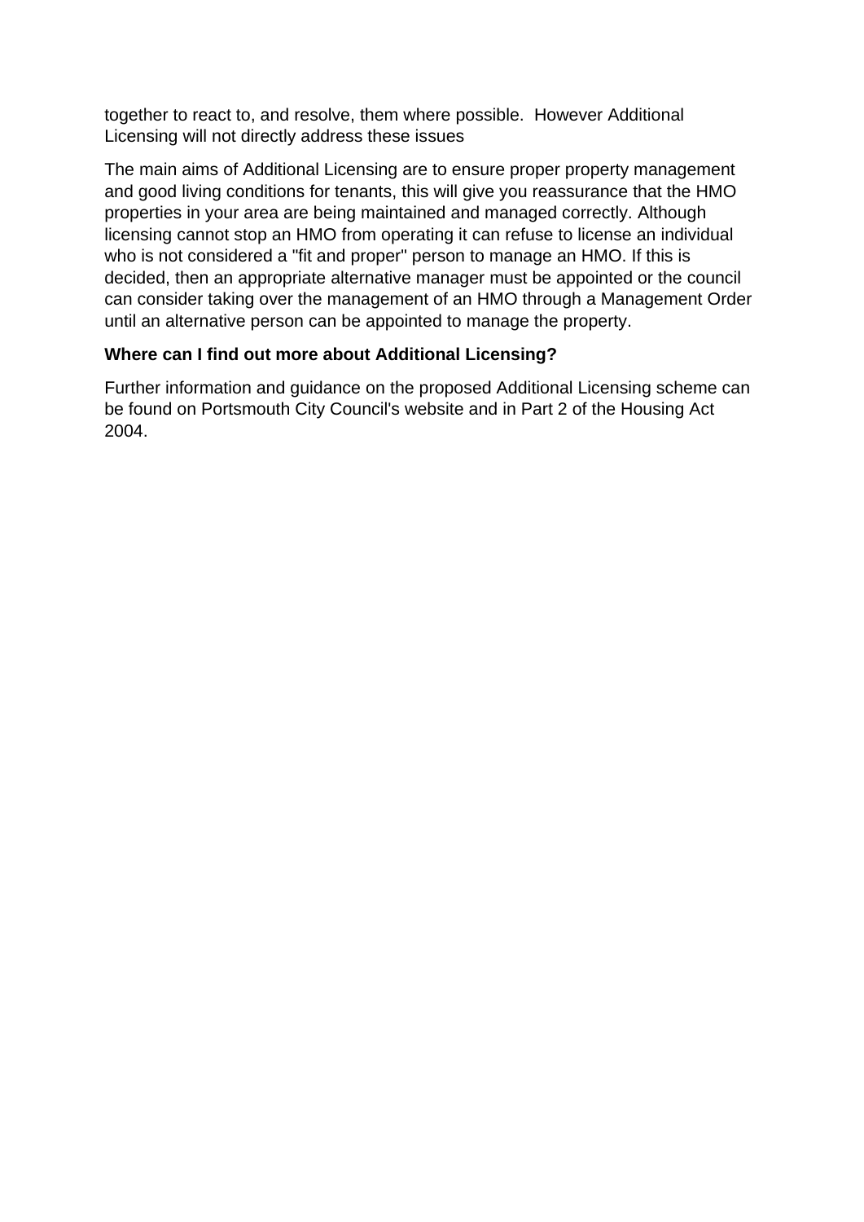together to react to, and resolve, them where possible. However Additional Licensing will not directly address these issues

The main aims of Additional Licensing are to ensure proper property management and good living conditions for tenants, this will give you reassurance that the HMO properties in your area are being maintained and managed correctly. Although licensing cannot stop an HMO from operating it can refuse to license an individual who is not considered a "fit and proper" person to manage an HMO. If this is decided, then an appropriate alternative manager must be appointed or the council can consider taking over the management of an HMO through a Management Order until an alternative person can be appointed to manage the property.

**Where can I find out more about Additional Licensing?**

Further information and guidance on the proposed Additional Licensing scheme can be found on Portsmouth City Council's website and in Part 2 of the Housing Act 2004.